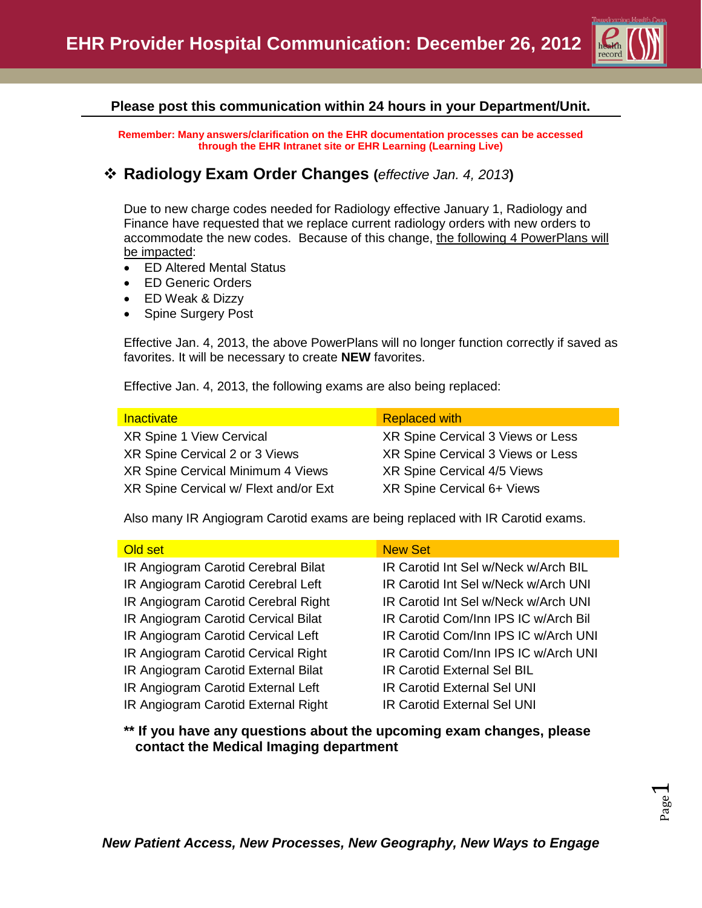# EHR Provider Hospital Communication: December 26, 2012

**Please post this communication within 24 hours in your Department/Unit.**

**Remember: Many answers/clarification on the EHR documentation processes can be accessed through the EHR Intranet site or EHR Learning (Learning Live)**

## ❖ Radiology Exam Order Changes (*effective Jan. 4, 2013*)

Due to new charge codes needed for Radiology effective January 1, Radiology and Finance have requested that we replace current radiology orders with new orders to accommodate the new codes. Because of this change, the following 4 PowerPlans will be impacted:

- ED Altered Mental Status
- ED Generic Orders
- ED Weak & Dizzy
- Spine Surgery Post

Effective Jan. 4, 2013, the above PowerPlans will no longer function correctly if saved as favorites. It will be necessary to create **NEW** favorites.

Effective Jan. 4, 2013, the following exams are also being replaced:

| Inactivate | Replaced with |
|---|---|
| XR Spine 1 View Cervical | XR Spine Cervical 3 Views or Less |
| XR Spine Cervical 2 or 3 Views | XR Spine Cervical 3 Views or Less |
| XR Spine Cervical Minimum 4 Views | XR Spine Cervical 4/5 Views |
| XR Spine Cervical w/ Flext and/or Ext | XR Spine Cervical 6+ Views |

Also many IR Angiogram Carotid exams are being replaced with IR Carotid exams.

| Old set | New Set |
|---|---|
| IR Angiogram Carotid Cerebral Bilat | IR Carotid Int Sel w/Neck w/Arch BIL |
| IR Angiogram Carotid Cerebral Left | IR Carotid Int Sel w/Neck w/Arch UNI |
| IR Angiogram Carotid Cerebral Right | IR Carotid Int Sel w/Neck w/Arch UNI |
| IR Angiogram Carotid Cervical Bilat | IR Carotid Com/Inn IPS IC w/Arch Bil |
| IR Angiogram Carotid Cervical Left | IR Carotid Com/Inn IPS IC w/Arch UNI |
| IR Angiogram Carotid Cervical Right | IR Carotid Com/Inn IPS IC w/Arch UNI |
| IR Angiogram Carotid External Bilat | IR Carotid External Sel BIL |
| IR Angiogram Carotid External Left | IR Carotid External Sel UNI |
| IR Angiogram Carotid External Right | IR Carotid External Sel UNI |

**** If you have any questions about the upcoming exam changes, please contact the Medical Imaging department**

***New Patient Access, New Processes, New Geography, New Ways to Engage***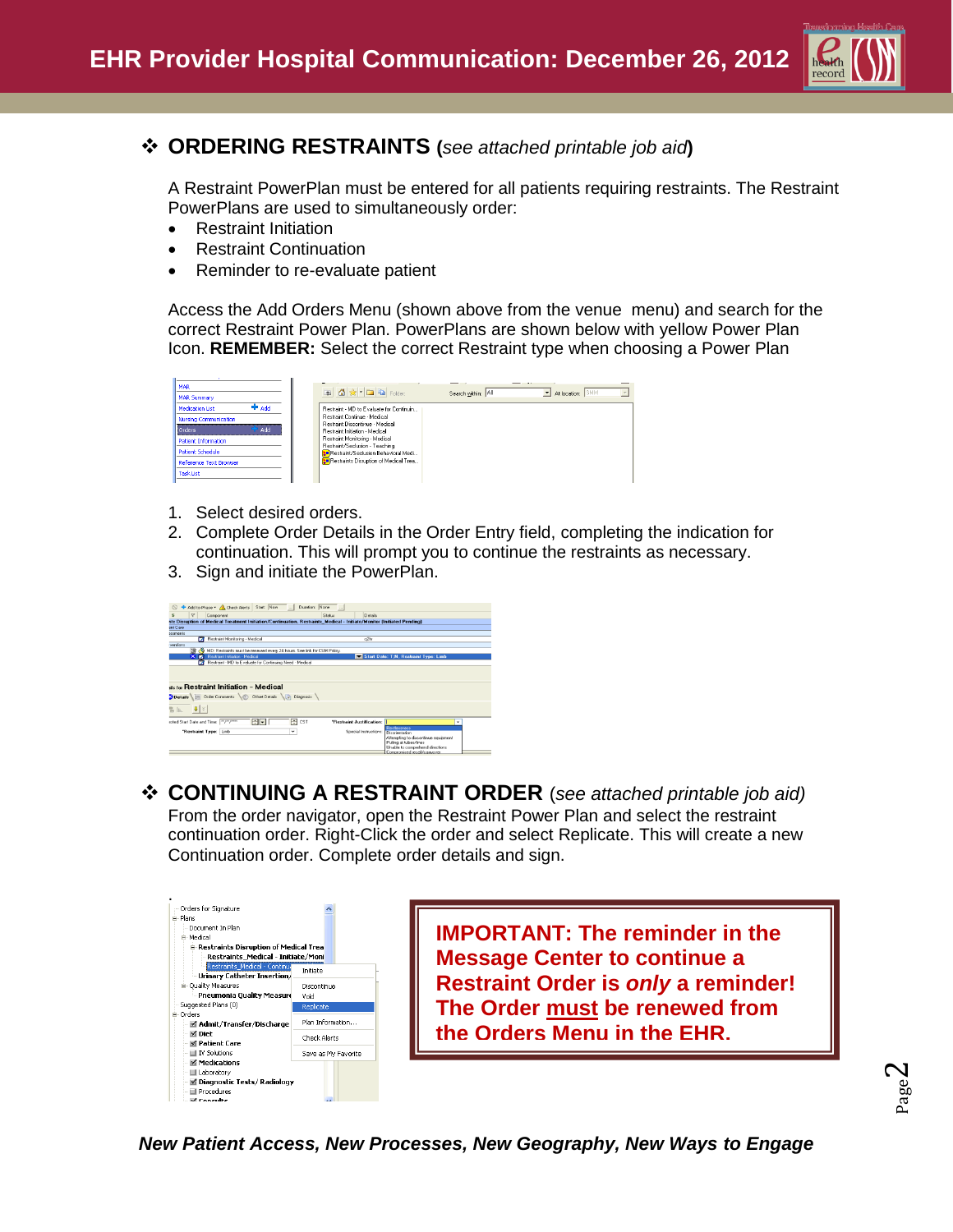## ❖ ORDERING RESTRAINTS (*see attached printable job aid*)

A Restraint PowerPlan must be entered for all patients requiring restraints. The Restraint PowerPlans are used to simultaneously order:

- Restraint Initiation
- Restraint Continuation
- Reminder to re-evaluate patient

Access the Add Orders Menu (shown above from the venue menu) and search for the correct Restraint Power Plan. PowerPlans are shown below with yellow Power Plan Icon. **REMEMBER:** Select the correct Restraint type when choosing a Power Plan

1. Select desired orders.
2. Complete Order Details in the Order Entry field, completing the indication for continuation. This will prompt you to continue the restraints as necessary.
3. Sign and initiate the PowerPlan.

## ❖ CONTINUING A RESTRAINT ORDER (*see attached printable job aid)*

From the order navigator, open the Restraint Power Plan and select the restraint continuation order. Right-Click the order and select Replicate. This will create a new Continuation order. Complete order details and sign.

**IMPORTANT: The reminder in the Message Center to continue a Restraint Order is *only* a reminder! The Order <u>must</u> be renewed from the Orders Menu in the EHR.**

***New Patient Access, New Processes, New Geography, New Ways to Engage***